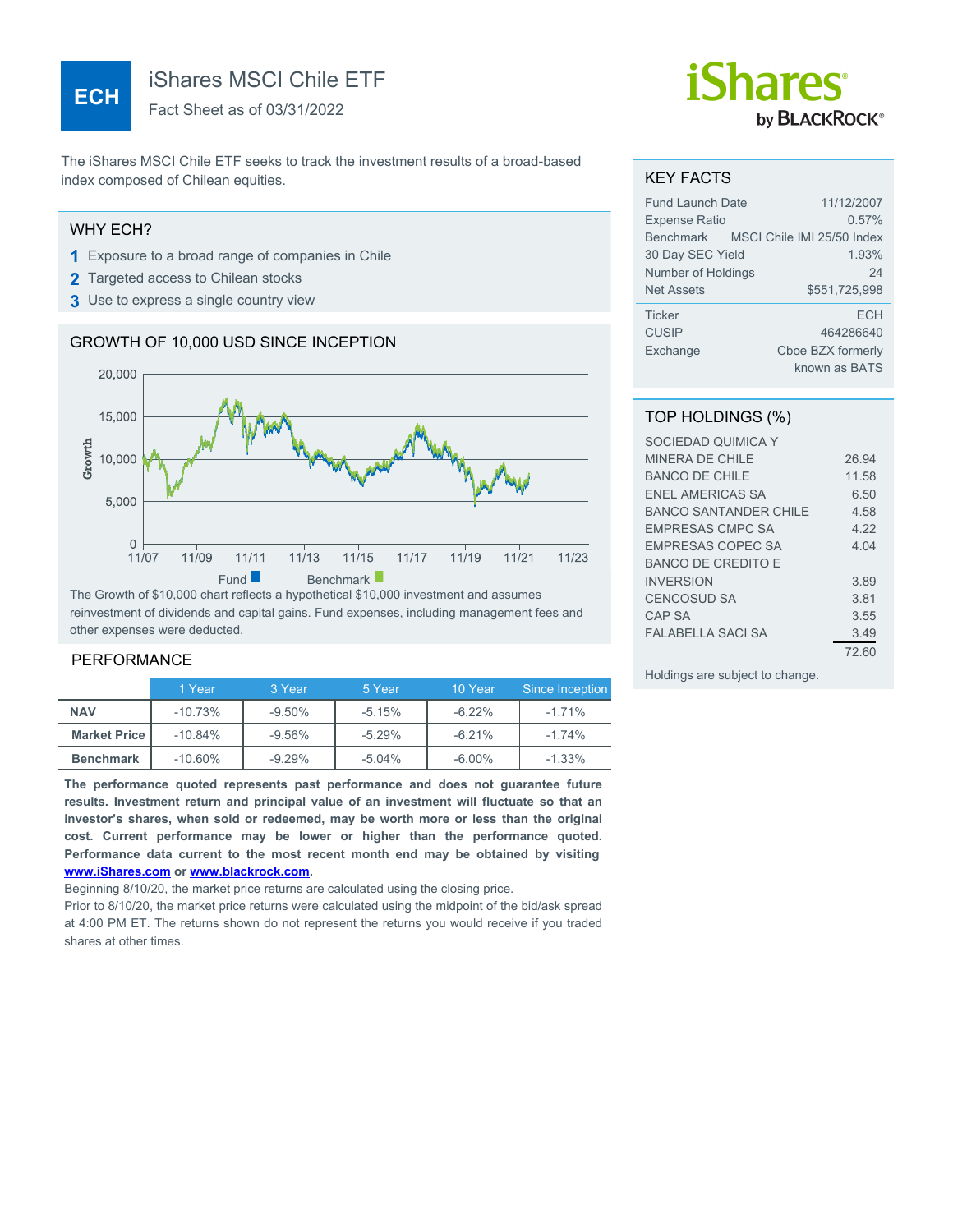# ECH iShares MSCI Chile ETF

Fact Sheet as of 03/31/2022

iShares by BLACKROCK®

The iShares MSCI Chile ETF seeks to track the investment results of a broad-based index composed of Chilean equities.

## WHY ECH?

1. Exposure to a broad range of companies in Chile
2. Targeted access to Chilean stocks
3. Use to express a single country view

## GROWTH OF 10,000 USD SINCE INCEPTION

Growth

20,000
15,000
10,000
5,000
0

11/07 11/09 11/11 11/13 11/15 11/17 11/19 11/21 11/23

Fund ■ Benchmark ■

The Growth of $10,000 chart reflects a hypothetical $10,000 investment and assumes reinvestment of dividends and capital gains. Fund expenses, including management fees and other expenses were deducted.

## PERFORMANCE

| | 1 Year | 3 Year | 5 Year | 10 Year | Since Inception |
|---|---|---|---|---|---|
| **NAV** | -10.73% | -9.50% | -5.15% | -6.22% | -1.71% |
| **Market Price** | -10.84% | -9.56% | -5.29% | -6.21% | -1.74% |
| **Benchmark** | -10.60% | -9.29% | -5.04% | -6.00% | -1.33% |

**The performance quoted represents past performance and does not guarantee future results. Investment return and principal value of an investment will fluctuate so that an investor's shares, when sold or redeemed, may be worth more or less than the original cost. Current performance may be lower or higher than the performance quoted. Performance data current to the most recent month end may be obtained by visiting www.iShares.com or www.blackrock.com.**

Beginning 8/10/20, the market price returns are calculated using the closing price.

Prior to 8/10/20, the market price returns were calculated using the midpoint of the bid/ask spread at 4:00 PM ET. The returns shown do not represent the returns you would receive if you traded shares at other times.

## KEY FACTS

| | |
|---|---|
| Fund Launch Date | 11/12/2007 |
| Expense Ratio | 0.57% |
| Benchmark | MSCI Chile IMI 25/50 Index |
| 30 Day SEC Yield | 1.93% |
| Number of Holdings | 24 |
| Net Assets | $551,725,998 |
| Ticker | ECH |
| CUSIP | 464286640 |
| Exchange | Cboe BZX formerly known as BATS |

## TOP HOLDINGS (%)

| | |
|---|---|
| SOCIEDAD QUIMICA Y MINERA DE CHILE | 26.94 |
| BANCO DE CHILE | 11.58 |
| ENEL AMERICAS SA | 6.50 |
| BANCO SANTANDER CHILE | 4.58 |
| EMPRESAS CMPC SA | 4.22 |
| EMPRESAS COPEC SA | 4.04 |
| BANCO DE CREDITO E INVERSION | 3.89 |
| CENCOSUD SA | 3.81 |
| CAP SA | 3.55 |
| FALABELLA SACI SA | 3.49 |
| | 72.60 |

Holdings are subject to change.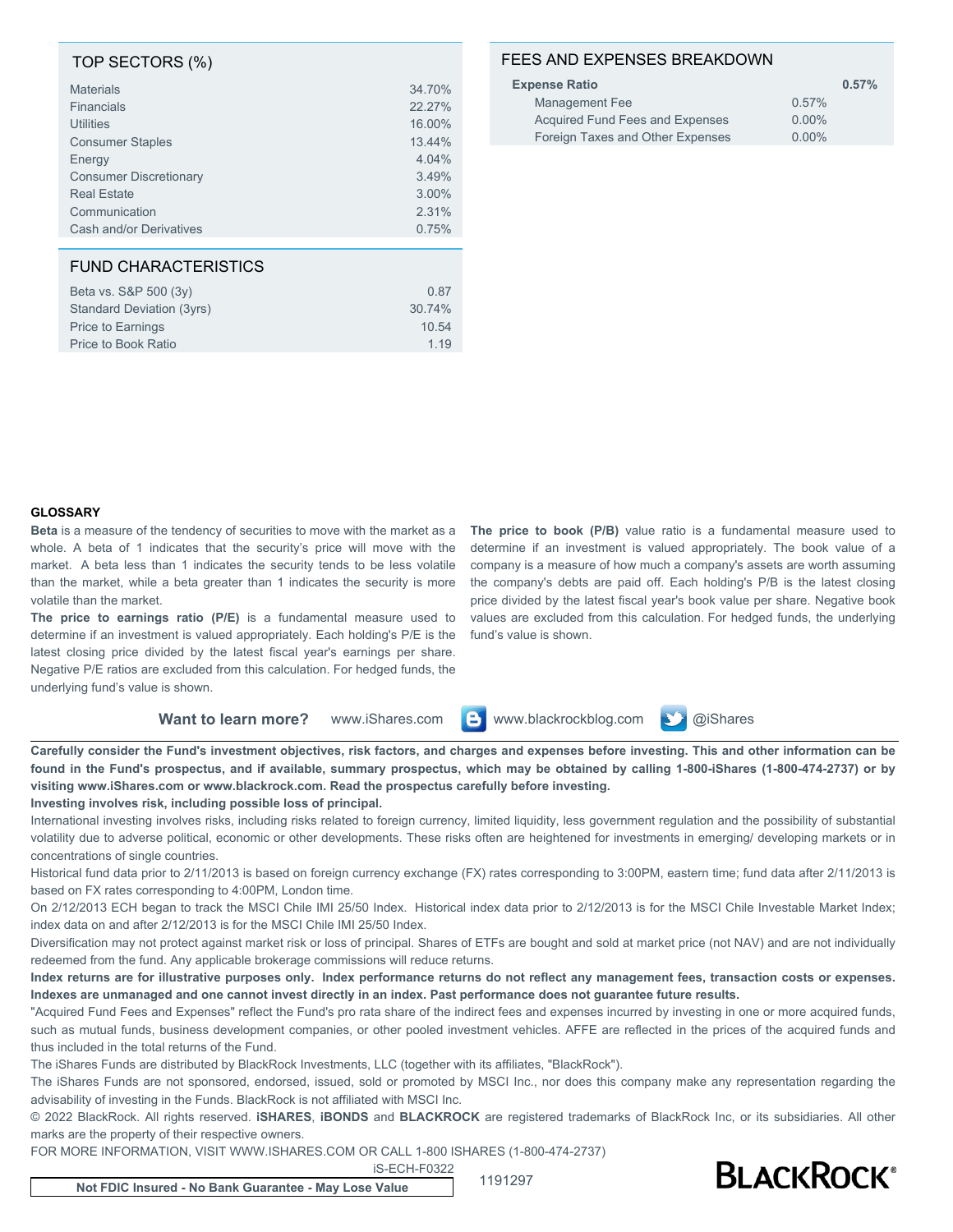## TOP SECTORS (%)

| Sector | % |
|---|---|
| Materials | 34.70% |
| Financials | 22.27% |
| Utilities | 16.00% |
| Consumer Staples | 13.44% |
| Energy | 4.04% |
| Consumer Discretionary | 3.49% |
| Real Estate | 3.00% |
| Communication | 2.31% |
| Cash and/or Derivatives | 0.75% |

## FUND CHARACTERISTICS

| Characteristic | Value |
|---|---|
| Beta vs. S&P 500 (3y) | 0.87 |
| Standard Deviation (3yrs) | 30.74% |
| Price to Earnings | 10.54 |
| Price to Book Ratio | 1.19 |

## FEES AND EXPENSES BREAKDOWN

| | | |
|---|---|---|
| **Expense Ratio** | | **0.57%** |
| Management Fee | 0.57% | |
| Acquired Fund Fees and Expenses | 0.00% | |
| Foreign Taxes and Other Expenses | 0.00% | |

### GLOSSARY

**Beta** is a measure of the tendency of securities to move with the market as a whole. A beta of 1 indicates that the security's price will move with the market. A beta less than 1 indicates the security tends to be less volatile than the market, while a beta greater than 1 indicates the security is more volatile than the market.

**The price to earnings ratio (P/E)** is a fundamental measure used to determine if an investment is valued appropriately. Each holding's P/E is the latest closing price divided by the latest fiscal year's earnings per share. Negative P/E ratios are excluded from this calculation. For hedged funds, the underlying fund's value is shown.

**The price to book (P/B)** value ratio is a fundamental measure used to determine if an investment is valued appropriately. The book value of a company is a measure of how much a company's assets are worth assuming the company's debts are paid off. Each holding's P/B is the latest closing price divided by the latest fiscal year's book value per share. Negative book values are excluded from this calculation. For hedged funds, the underlying fund's value is shown.

**Want to learn more?** www.iShares.com www.blackrockblog.com @iShares

**Carefully consider the Fund's investment objectives, risk factors, and charges and expenses before investing. This and other information can be found in the Fund's prospectus, and if available, summary prospectus, which may be obtained by calling 1-800-iShares (1-800-474-2737) or by visiting www.iShares.com or www.blackrock.com. Read the prospectus carefully before investing.**

**Investing involves risk, including possible loss of principal.**

International investing involves risks, including risks related to foreign currency, limited liquidity, less government regulation and the possibility of substantial volatility due to adverse political, economic or other developments. These risks often are heightened for investments in emerging/ developing markets or in concentrations of single countries.

Historical fund data prior to 2/11/2013 is based on foreign currency exchange (FX) rates corresponding to 3:00PM, eastern time; fund data after 2/11/2013 is based on FX rates corresponding to 4:00PM, London time.

On 2/12/2013 ECH began to track the MSCI Chile IMI 25/50 Index. Historical index data prior to 2/12/2013 is for the MSCI Chile Investable Market Index; index data on and after 2/12/2013 is for the MSCI Chile IMI 25/50 Index.

Diversification may not protect against market risk or loss of principal. Shares of ETFs are bought and sold at market price (not NAV) and are not individually redeemed from the fund. Any applicable brokerage commissions will reduce returns.

**Index returns are for illustrative purposes only. Index performance returns do not reflect any management fees, transaction costs or expenses. Indexes are unmanaged and one cannot invest directly in an index. Past performance does not guarantee future results.**

"Acquired Fund Fees and Expenses" reflect the Fund's pro rata share of the indirect fees and expenses incurred by investing in one or more acquired funds, such as mutual funds, business development companies, or other pooled investment vehicles. AFFE are reflected in the prices of the acquired funds and thus included in the total returns of the Fund.

The iShares Funds are distributed by BlackRock Investments, LLC (together with its affiliates, "BlackRock").

The iShares Funds are not sponsored, endorsed, issued, sold or promoted by MSCI Inc., nor does this company make any representation regarding the advisability of investing in the Funds. BlackRock is not affiliated with MSCI Inc.

© 2022 BlackRock. All rights reserved. **iSHARES**, **iBONDS** and **BLACKROCK** are registered trademarks of BlackRock Inc, or its subsidiaries. All other marks are the property of their respective owners.

FOR MORE INFORMATION, VISIT WWW.ISHARES.COM OR CALL 1-800 ISHARES (1-800-474-2737)

iS-ECH-F0322

1191297

**Not FDIC Insured - No Bank Guarantee - May Lose Value**

BLACKROCK®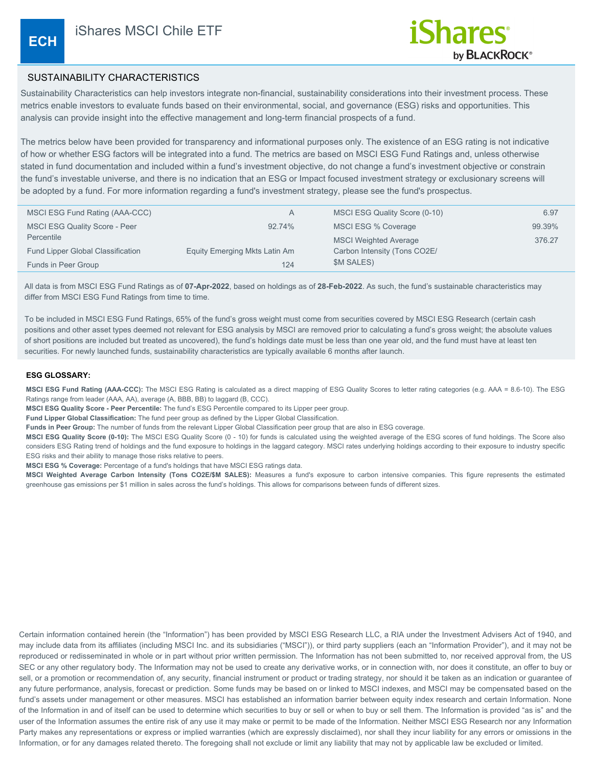## SUSTAINABILITY CHARACTERISTICS

Sustainability Characteristics can help investors integrate non-financial, sustainability considerations into their investment process. These metrics enable investors to evaluate funds based on their environmental, social, and governance (ESG) risks and opportunities. This analysis can provide insight into the effective management and long-term financial prospects of a fund.

The metrics below have been provided for transparency and informational purposes only. The existence of an ESG rating is not indicative of how or whether ESG factors will be integrated into a fund. The metrics are based on MSCI ESG Fund Ratings and, unless otherwise stated in fund documentation and included within a fund's investment objective, do not change a fund's investment objective or constrain the fund's investable universe, and there is no indication that an ESG or Impact focused investment strategy or exclusionary screens will be adopted by a fund. For more information regarding a fund's investment strategy, please see the fund's prospectus.

| | | | |
|---|---|---|---|
| MSCI ESG Fund Rating (AAA-CCC) | A | MSCI ESG Quality Score (0-10) | 6.97 |
| MSCI ESG Quality Score - Peer Percentile | 92.74% | MSCI ESG % Coverage | 99.39% |
| Fund Lipper Global Classification | Equity Emerging Mkts Latin Am | MSCI Weighted Average Carbon Intensity (Tons CO2E/ $M SALES) | 376.27 |
| Funds in Peer Group | 124 | | |

All data is from MSCI ESG Fund Ratings as of **07-Apr-2022**, based on holdings as of **28-Feb-2022**. As such, the fund's sustainable characteristics may differ from MSCI ESG Fund Ratings from time to time.

To be included in MSCI ESG Fund Ratings, 65% of the fund's gross weight must come from securities covered by MSCI ESG Research (certain cash positions and other asset types deemed not relevant for ESG analysis by MSCI are removed prior to calculating a fund's gross weight; the absolute values of short positions are included but treated as uncovered), the fund's holdings date must be less than one year old, and the fund must have at least ten securities. For newly launched funds, sustainability characteristics are typically available 6 months after launch.

### ESG GLOSSARY:

**MSCI ESG Fund Rating (AAA-CCC):** The MSCI ESG Rating is calculated as a direct mapping of ESG Quality Scores to letter rating categories (e.g. AAA = 8.6-10). The ESG Ratings range from leader (AAA, AA), average (A, BBB, BB) to laggard (B, CCC).

**MSCI ESG Quality Score - Peer Percentile:** The fund's ESG Percentile compared to its Lipper peer group.

**Fund Lipper Global Classification:** The fund peer group as defined by the Lipper Global Classification.

**Funds in Peer Group:** The number of funds from the relevant Lipper Global Classification peer group that are also in ESG coverage.

**MSCI ESG Quality Score (0-10):** The MSCI ESG Quality Score (0 - 10) for funds is calculated using the weighted average of the ESG scores of fund holdings. The Score also considers ESG Rating trend of holdings and the fund exposure to holdings in the laggard category. MSCI rates underlying holdings according to their exposure to industry specific ESG risks and their ability to manage those risks relative to peers.

**MSCI ESG % Coverage:** Percentage of a fund's holdings that have MSCI ESG ratings data.

**MSCI Weighted Average Carbon Intensity (Tons CO2E/$M SALES):** Measures a fund's exposure to carbon intensive companies. This figure represents the estimated greenhouse gas emissions per $1 million in sales across the fund's holdings. This allows for comparisons between funds of different sizes.

Certain information contained herein (the "Information") has been provided by MSCI ESG Research LLC, a RIA under the Investment Advisers Act of 1940, and may include data from its affiliates (including MSCI Inc. and its subsidiaries ("MSCI")), or third party suppliers (each an "Information Provider"), and it may not be reproduced or redisseminated in whole or in part without prior written permission. The Information has not been submitted to, nor received approval from, the US SEC or any other regulatory body. The Information may not be used to create any derivative works, or in connection with, nor does it constitute, an offer to buy or sell, or a promotion or recommendation of, any security, financial instrument or product or trading strategy, nor should it be taken as an indication or guarantee of any future performance, analysis, forecast or prediction. Some funds may be based on or linked to MSCI indexes, and MSCI may be compensated based on the fund's assets under management or other measures. MSCI has established an information barrier between equity index research and certain Information. None of the Information in and of itself can be used to determine which securities to buy or sell or when to buy or sell them. The Information is provided "as is" and the user of the Information assumes the entire risk of any use it may make or permit to be made of the Information. Neither MSCI ESG Research nor any Information Party makes any representations or express or implied warranties (which are expressly disclaimed), nor shall they incur liability for any errors or omissions in the Information, or for any damages related thereto. The foregoing shall not exclude or limit any liability that may not by applicable law be excluded or limited.